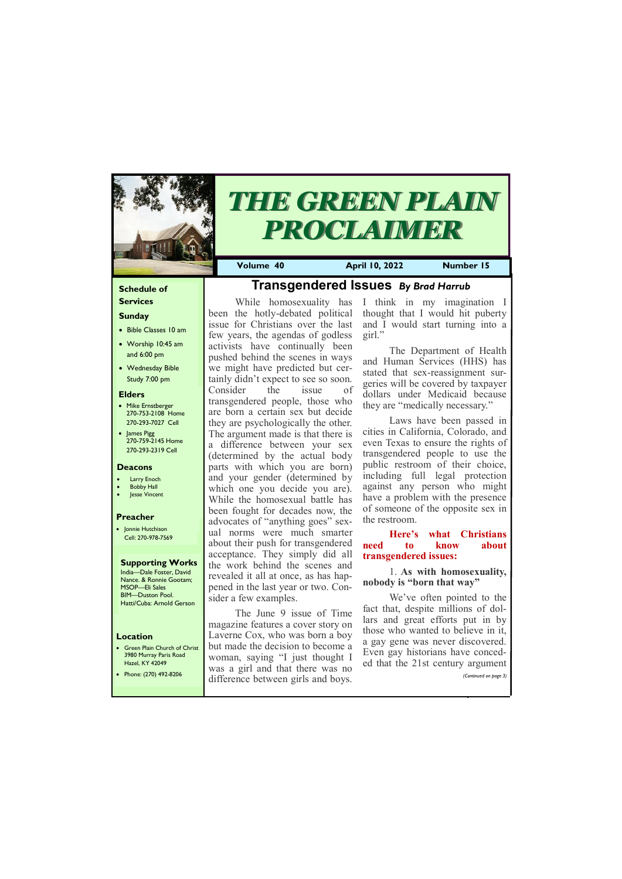# THE GREEN PLAIN PROCLAIMER

**Volume 40** | **April 10, 2022** | **Number 15**

## Schedule of Services

### Sunday

- Bible Classes 10 am
- Worship 10:45 am and 6:00 pm
- Wednesday Bible Study 7:00 pm

### Elders

- Mike Ernstberger 270-753-2108 Home 270-293-7027 Cell
- James Pigg 270-759-2145 Home 270-293-2319 Cell

### Deacons

- Larry Enoch
- Bobby Hall
- Jesse Vincent

### Preacher

- Jonnie Hutchison Cell: 270-978-7569

### Supporting Works

India—Dale Foster, David Nance. & Ronnie Gootam; MSOP—Eli Sales BIM—Duston Pool. Hatti/Cuba: Arnold Gerson

### Location

- Green Plain Church of Christ 3980 Murray Paris Road Hazel, KY 42049
- Phone: (270) 492-8206

## Transgendered Issues *By Brad Harrub*

While homosexuality has been the hotly-debated political issue for Christians over the last few years, the agendas of godless activists have continually been pushed behind the scenes in ways we might have predicted but certainly didn't expect to see so soon. Consider the issue of transgendered people, those who are born a certain sex but decide they are psychologically the other. The argument made is that there is a difference between your sex (determined by the actual body parts with which you are born) and your gender (determined by which one you decide you are). While the homosexual battle has been fought for decades now, the advocates of "anything goes" sexual norms were much smarter about their push for transgendered acceptance. They simply did all the work behind the scenes and revealed it all at once, as has happened in the last year or two. Consider a few examples.

The June 9 issue of Time magazine features a cover story on Laverne Cox, who was born a boy but made the decision to become a woman, saying "I just thought I was a girl and that there was no difference between girls and boys. I think in my imagination I thought that I would hit puberty and I would start turning into a girl."

The Department of Health and Human Services (HHS) has stated that sex-reassignment surgeries will be covered by taxpayer dollars under Medicaid because they are "medically necessary."

Laws have been passed in cities in California, Colorado, and even Texas to ensure the rights of transgendered people to use the public restroom of their choice, including full legal protection against any person who might have a problem with the presence of someone of the opposite sex in the restroom.

**Here's what Christians need to know about transgendered issues:**

1. **As with homosexuality, nobody is "born that way"**

We've often pointed to the fact that, despite millions of dollars and great efforts put in by those who wanted to believe in it, a gay gene was never discovered. Even gay historians have conceded that the 21st century argument

*(Continued on page 3)*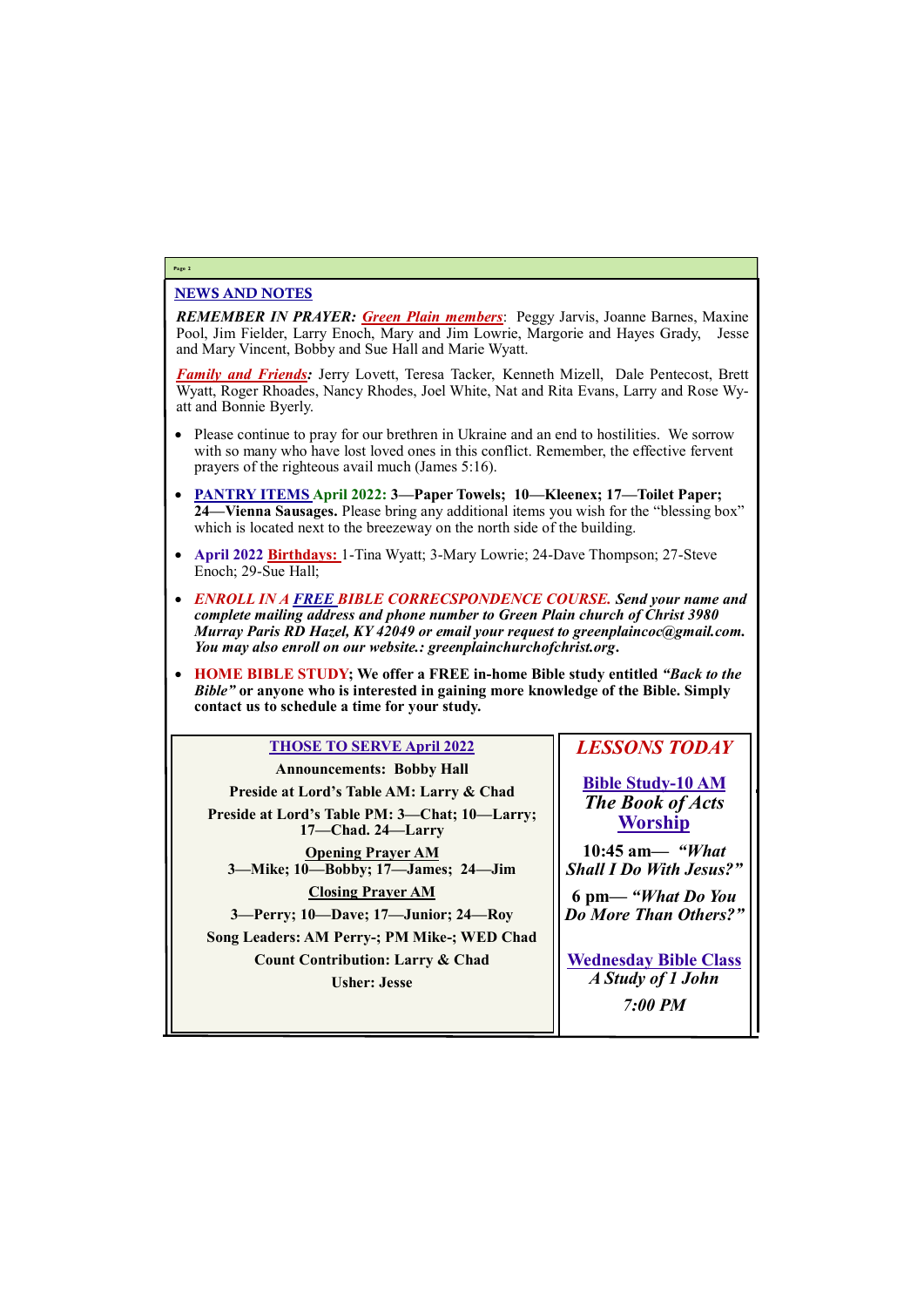## NEWS AND NOTES

***REMEMBER IN PRAYER:*** ***Green Plain members***: Peggy Jarvis, Joanne Barnes, Maxine Pool, Jim Fielder, Larry Enoch, Mary and Jim Lowrie, Margorie and Hayes Grady, Jesse and Mary Vincent, Bobby and Sue Hall and Marie Wyatt.

***Family and Friends:*** Jerry Lovett, Teresa Tacker, Kenneth Mizell, Dale Pentecost, Brett Wyatt, Roger Rhoades, Nancy Rhodes, Joel White, Nat and Rita Evans, Larry and Rose Wyatt and Bonnie Byerly.

- Please continue to pray for our brethren in Ukraine and an end to hostilities. We sorrow with so many who have lost loved ones in this conflict. Remember, the effective fervent prayers of the righteous avail much (James 5:16).
- **PANTRY ITEMS April 2022: 3—Paper Towels; 10—Kleenex; 17—Toilet Paper; 24—Vienna Sausages.** Please bring any additional items you wish for the "blessing box" which is located next to the breezeway on the north side of the building.
- **April 2022 Birthdays:** 1-Tina Wyatt; 3-Mary Lowrie; 24-Dave Thompson; 27-Steve Enoch; 29-Sue Hall;
- ***ENROLL IN A FREE BIBLE CORRECSPONDENCE COURSE. Send your name and complete mailing address and phone number to Green Plain church of Christ 3980 Murray Paris RD Hazel, KY 42049 or email your request to greenplaincoc@gmail.com. You may also enroll on our website.: greenplainchurchofchrist.org.***
- **HOME BIBLE STUDY; We offer a FREE in-home Bible study entitled *"Back to the Bible"* or anyone who is interested in gaining more knowledge of the Bible. Simply contact us to schedule a time for your study.**

### THOSE TO SERVE April 2022

**Announcements: Bobby Hall**

**Preside at Lord's Table AM: Larry & Chad**

**Preside at Lord's Table PM: 3—Chat; 10—Larry; 17—Chad. 24—Larry**

**Opening Prayer AM**
**3—Mike; 10—Bobby; 17—James; 24—Jim**

**Closing Prayer AM**

**3—Perry; 10—Dave; 17—Junior; 24—Roy**

**Song Leaders: AM Perry-; PM Mike-; WED Chad**

**Count Contribution: Larry & Chad**

**Usher: Jesse**

### *LESSONS TODAY*

**Bible Study-10 AM**
***The Book of Acts***

**Worship**

**10:45 am— *"What Shall I Do With Jesus?"***

**6 pm— *"What Do You Do More Than Others?"***

**Wednesday Bible Class**
***A Study of 1 John***

***7:00 PM***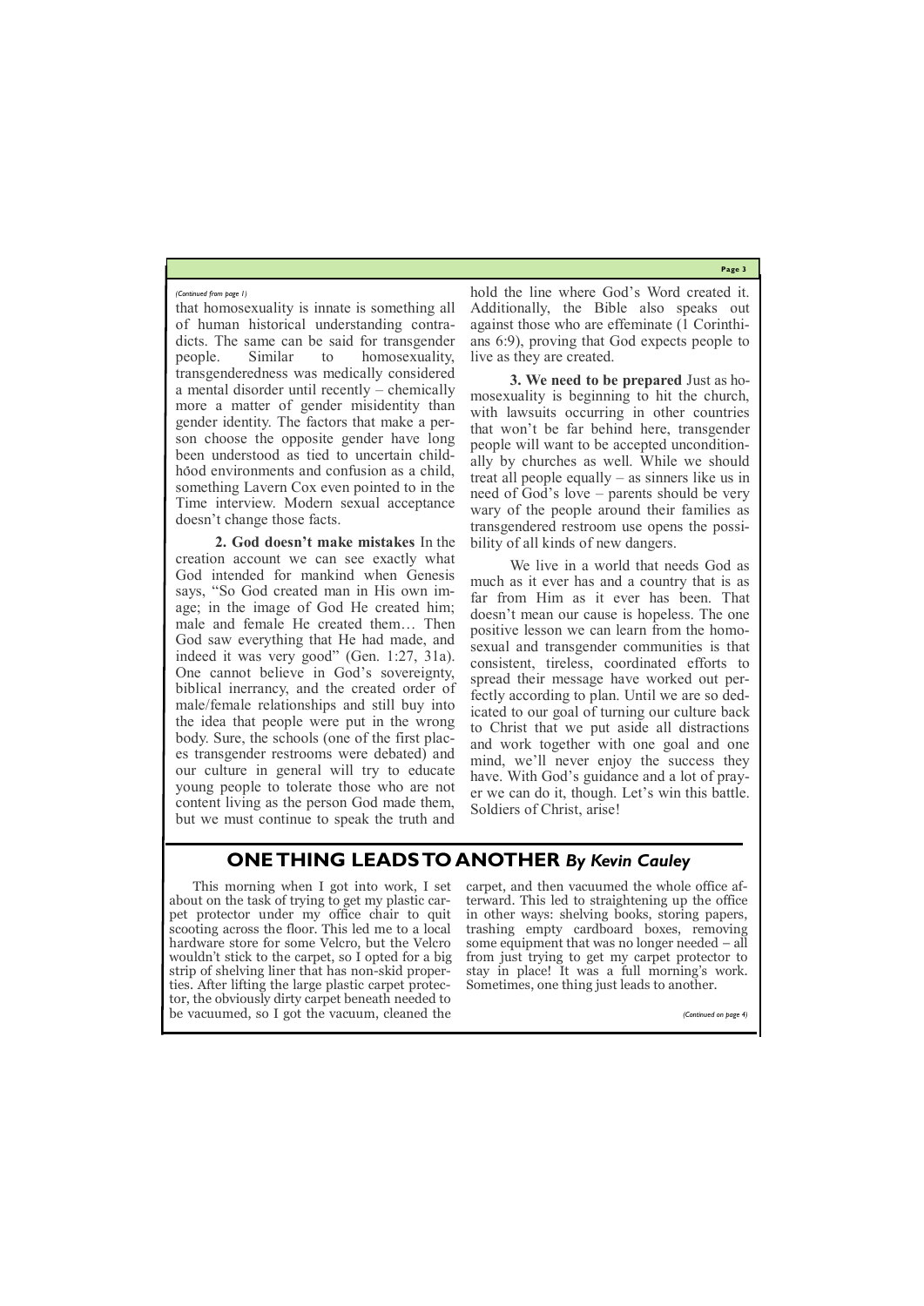*(Continued from page 1)*

that homosexuality is innate is something all of human historical understanding contradicts. The same can be said for transgender people. Similar to homosexuality, transgenderedness was medically considered a mental disorder until recently – chemically more a matter of gender misidentity than gender identity. The factors that make a person choose the opposite gender have long been understood as tied to uncertain childhood environments and confusion as a child, something Lavern Cox even pointed to in the Time interview. Modern sexual acceptance doesn't change those facts.

**2. God doesn't make mistakes** In the creation account we can see exactly what God intended for mankind when Genesis says, "So God created man in His own image; in the image of God He created him; male and female He created them… Then God saw everything that He had made, and indeed it was very good" (Gen. 1:27, 31a). One cannot believe in God's sovereignty, biblical inerrancy, and the created order of male/female relationships and still buy into the idea that people were put in the wrong body. Sure, the schools (one of the first places transgender restrooms were debated) and our culture in general will try to educate young people to tolerate those who are not content living as the person God made them, but we must continue to speak the truth and hold the line where God's Word created it. Additionally, the Bible also speaks out against those who are effeminate (1 Corinthians 6:9), proving that God expects people to live as they are created.

**3. We need to be prepared** Just as homosexuality is beginning to hit the church, with lawsuits occurring in other countries that won't be far behind here, transgender people will want to be accepted unconditionally by churches as well. While we should treat all people equally – as sinners like us in need of God's love – parents should be very wary of the people around their families as transgendered restroom use opens the possibility of all kinds of new dangers.

We live in a world that needs God as much as it ever has and a country that is as far from Him as it ever has been. That doesn't mean our cause is hopeless. The one positive lesson we can learn from the homosexual and transgender communities is that consistent, tireless, coordinated efforts to spread their message have worked out perfectly according to plan. Until we are so dedicated to our goal of turning our culture back to Christ that we put aside all distractions and work together with one goal and one mind, we'll never enjoy the success they have. With God's guidance and a lot of prayer we can do it, though. Let's win this battle. Soldiers of Christ, arise!

## ONE THING LEADS TO ANOTHER *By Kevin Cauley*

This morning when I got into work, I set about on the task of trying to get my plastic carpet protector under my office chair to quit scooting across the floor. This led me to a local hardware store for some Velcro, but the Velcro wouldn't stick to the carpet, so I opted for a big strip of shelving liner that has non-skid properties. After lifting the large plastic carpet protector, the obviously dirty carpet beneath needed to be vacuumed, so I got the vacuum, cleaned the carpet, and then vacuumed the whole office afterward. This led to straightening up the office in other ways: shelving books, storing papers, trashing empty cardboard boxes, removing some equipment that was no longer needed – all from just trying to get my carpet protector to stay in place! It was a full morning's work. Sometimes, one thing just leads to another.

*(Continued on page 4)*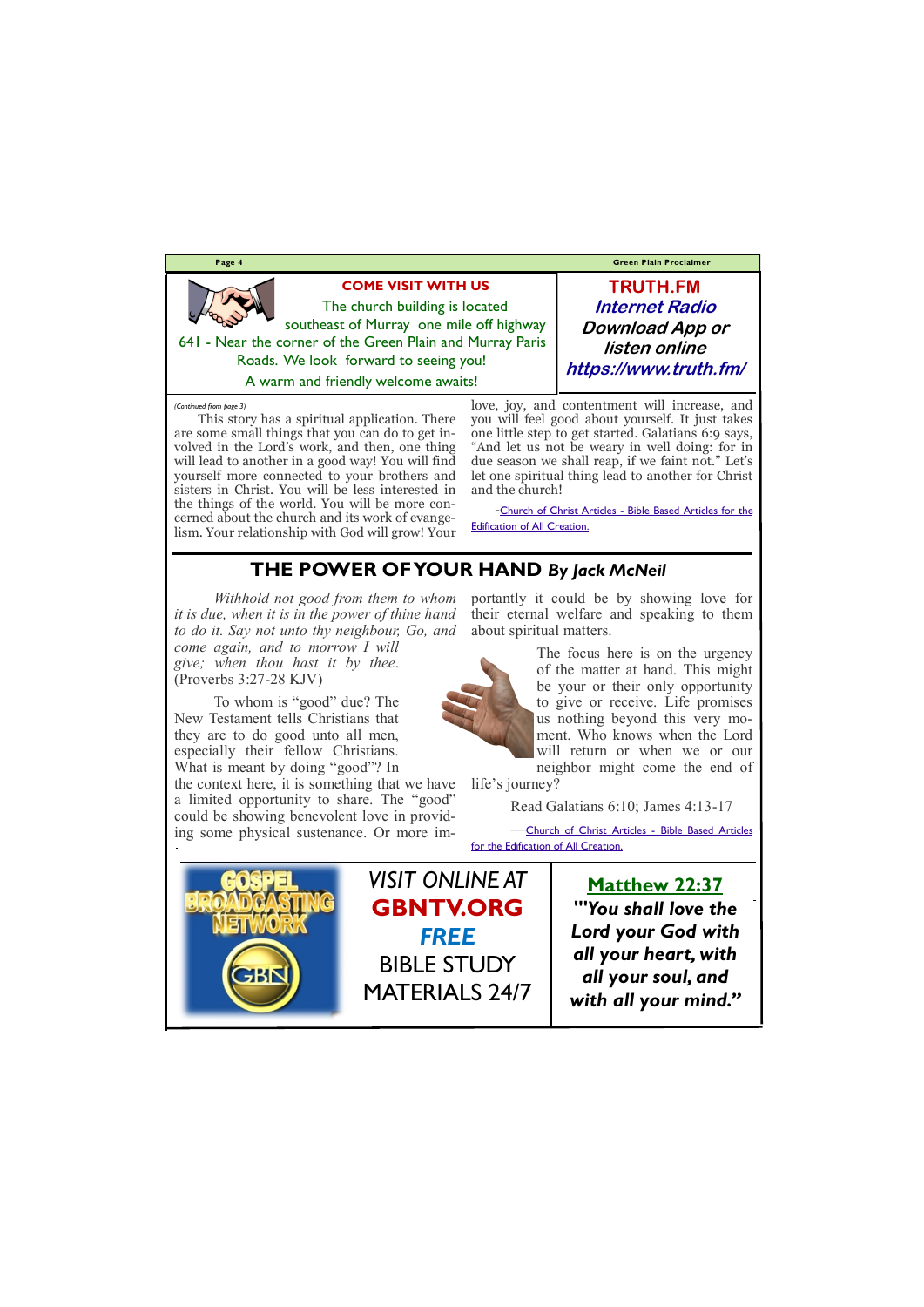## COME VISIT WITH US

The church building is located southeast of Murray one mile off highway 641 - Near the corner of the Green Plain and Murray Paris Roads. We look forward to seeing you!

A warm and friendly welcome awaits!

## TRUTH.FM

*Internet Radio*

***Download App or listen online***

***https://www.truth.fm/***

*(Continued from page 3)*

This story has a spiritual application. There are some small things that you can do to get involved in the Lord's work, and then, one thing will lead to another in a good way! You will find yourself more connected to your brothers and sisters in Christ. You will be less interested in the things of the world. You will be more concerned about the church and its work of evangelism. Your relationship with God will grow! Your love, joy, and contentment will increase, and you will feel good about yourself. It just takes one little step to get started. Galatians 6:9 says, "And let us not be weary in well doing: for in due season we shall reap, if we faint not." Let's let one spiritual thing lead to another for Christ and the church!

-Church of Christ Articles - Bible Based Articles for the Edification of All Creation.

## THE POWER OF YOUR HAND *By Jack McNeil*

*Withhold not good from them to whom it is due, when it is in the power of thine hand to do it. Say not unto thy neighbour, Go, and come again, and to morrow I will give; when thou hast it by thee.* (Proverbs 3:27-28 KJV)

To whom is "good" due? The New Testament tells Christians that they are to do good unto all men, especially their fellow Christians. What is meant by doing "good"? In the context here, it is something that we have a limited opportunity to share. The "good" could be showing benevolent love in providing some physical sustenance. Or more importantly it could be by showing love for their eternal welfare and speaking to them about spiritual matters.

The focus here is on the urgency of the matter at hand. This might be your or their only opportunity to give or receive. Life promises us nothing beyond this very moment. Who knows when the Lord will return or when we or our neighbor might come the end of life's journey?

Read Galatians 6:10; James 4:13-17

—Church of Christ Articles - Bible Based Articles for the Edification of All Creation.

GOSPEL BROADCASTING NETWORK

GBN

*VISIT ONLINE AT*

**GBNTV.ORG**

***FREE***

BIBLE STUDY MATERIALS 24/7

## Matthew 22:37

***"'You shall love the Lord your God with all your heart, with all your soul, and with all your mind."***